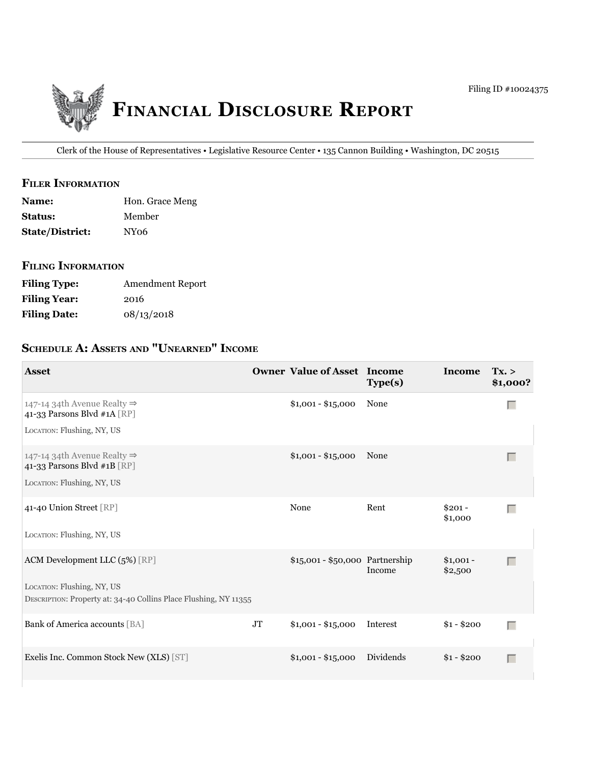Filing ID #10024375

# Financial Disclosure Report

Clerk of the House of Representatives • Legislative Resource Center • 135 Cannon Building • Washington, DC 20515

## Filer Information

| | |
|---|---|
| **Name:** | Hon. Grace Meng |
| **Status:** | Member |
| **State/District:** | NY06 |

## Filing Information

| | |
|---|---|
| **Filing Type:** | Amendment Report |
| **Filing Year:** | 2016 |
| **Filing Date:** | 08/13/2018 |

## Schedule A: Assets and "Unearned" Income

| Asset | Owner | Value of Asset | Income Type(s) | Income | Tx. > $1,000? |
|---|---|---|---|---|---|
| 147-14 34th Avenue Realty ⇒ 41-33 Parsons Blvd #1A [RP]<br>Location: Flushing, NY, US | | $1,001 - $15,000 | None | | |
| 147-14 34th Avenue Realty ⇒ 41-33 Parsons Blvd #1B [RP]<br>Location: Flushing, NY, US | | $1,001 - $15,000 | None | | |
| 41-40 Union Street [RP]<br>Location: Flushing, NY, US | | None | Rent | $201 - $1,000 | |
| ACM Development LLC (5%) [RP]<br>Location: Flushing, NY, US<br>Description: Property at: 34-40 Collins Place Flushing, NY 11355 | | $15,001 - $50,000 | Partnership Income | $1,001 - $2,500 | |
| Bank of America accounts [BA] | JT | $1,001 - $15,000 | Interest | $1 - $200 | |
| Exelis Inc. Common Stock New (XLS) [ST] | | $1,001 - $15,000 | Dividends | $1 - $200 | |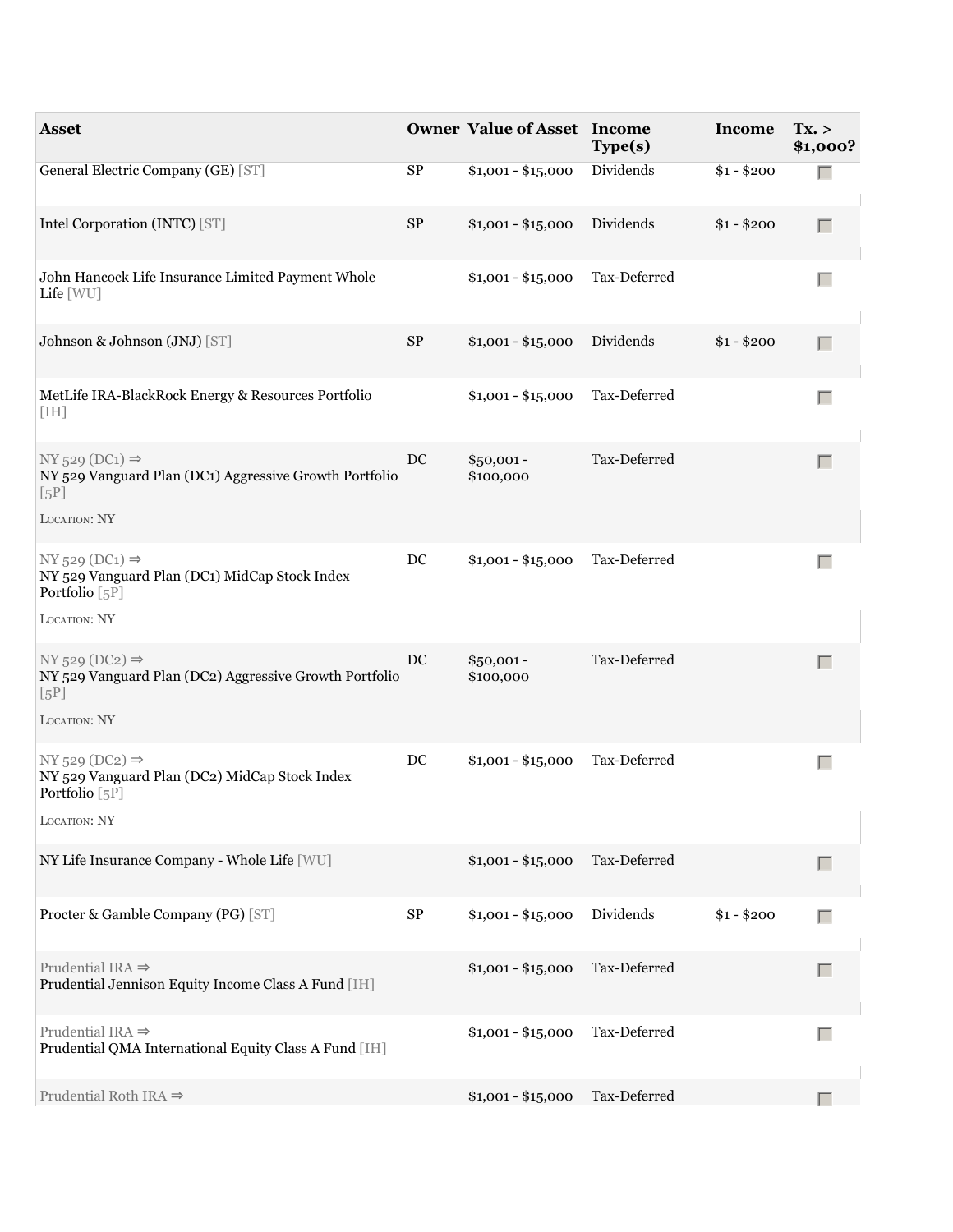| Asset | Owner | Value of Asset | Income Type(s) | Income | Tx. > $1,000? |
| --- | --- | --- | --- | --- | --- |
| General Electric Company (GE) [ST] | SP | $1,001 - $15,000 | Dividends | $1 - $200 | |
| Intel Corporation (INTC) [ST] | SP | $1,001 - $15,000 | Dividends | $1 - $200 | |
| John Hancock Life Insurance Limited Payment Whole Life [WU] | | $1,001 - $15,000 | Tax-Deferred | | |
| Johnson & Johnson (JNJ) [ST] | SP | $1,001 - $15,000 | Dividends | $1 - $200 | |
| MetLife IRA-BlackRock Energy & Resources Portfolio [IH] | | $1,001 - $15,000 | Tax-Deferred | | |
| NY 529 (DC1) ⇒ NY 529 Vanguard Plan (DC1) Aggressive Growth Portfolio [5P] LOCATION: NY | DC | $50,001 - $100,000 | Tax-Deferred | | |
| NY 529 (DC1) ⇒ NY 529 Vanguard Plan (DC1) MidCap Stock Index Portfolio [5P] LOCATION: NY | DC | $1,001 - $15,000 | Tax-Deferred | | |
| NY 529 (DC2) ⇒ NY 529 Vanguard Plan (DC2) Aggressive Growth Portfolio [5P] LOCATION: NY | DC | $50,001 - $100,000 | Tax-Deferred | | |
| NY 529 (DC2) ⇒ NY 529 Vanguard Plan (DC2) MidCap Stock Index Portfolio [5P] LOCATION: NY | DC | $1,001 - $15,000 | Tax-Deferred | | |
| NY Life Insurance Company - Whole Life [WU] | | $1,001 - $15,000 | Tax-Deferred | | |
| Procter & Gamble Company (PG) [ST] | SP | $1,001 - $15,000 | Dividends | $1 - $200 | |
| Prudential IRA ⇒ Prudential Jennison Equity Income Class A Fund [IH] | | $1,001 - $15,000 | Tax-Deferred | | |
| Prudential IRA ⇒ Prudential QMA International Equity Class A Fund [IH] | | $1,001 - $15,000 | Tax-Deferred | | |
| Prudential Roth IRA ⇒ | | $1,001 - $15,000 | Tax-Deferred | | |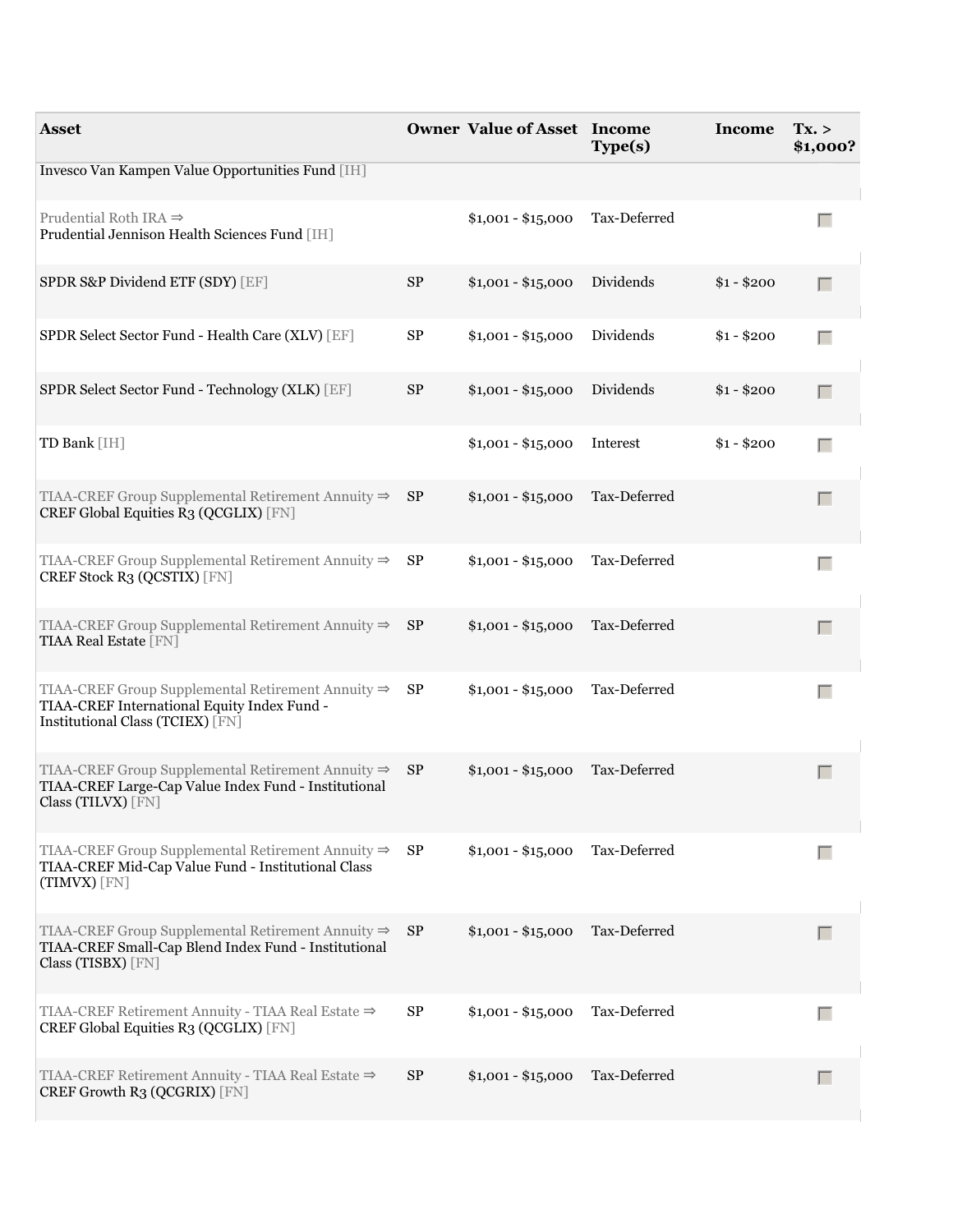| Asset | Owner | Value of Asset | Income Type(s) | Income | Tx. > $1,000? |
| --- | --- | --- | --- | --- | --- |
| Invesco Van Kampen Value Opportunities Fund [IH] | | | | | |
| Prudential Roth IRA ⇒ Prudential Jennison Health Sciences Fund [IH] | | $1,001 - $15,000 | Tax-Deferred | | |
| SPDR S&P Dividend ETF (SDY) [EF] | SP | $1,001 - $15,000 | Dividends | $1 - $200 | |
| SPDR Select Sector Fund - Health Care (XLV) [EF] | SP | $1,001 - $15,000 | Dividends | $1 - $200 | |
| SPDR Select Sector Fund - Technology (XLK) [EF] | SP | $1,001 - $15,000 | Dividends | $1 - $200 | |
| TD Bank [IH] | | $1,001 - $15,000 | Interest | $1 - $200 | |
| TIAA-CREF Group Supplemental Retirement Annuity ⇒ CREF Global Equities R3 (QCGLIX) [FN] | SP | $1,001 - $15,000 | Tax-Deferred | | |
| TIAA-CREF Group Supplemental Retirement Annuity ⇒ CREF Stock R3 (QCSTIX) [FN] | SP | $1,001 - $15,000 | Tax-Deferred | | |
| TIAA-CREF Group Supplemental Retirement Annuity ⇒ TIAA Real Estate [FN] | SP | $1,001 - $15,000 | Tax-Deferred | | |
| TIAA-CREF Group Supplemental Retirement Annuity ⇒ TIAA-CREF International Equity Index Fund - Institutional Class (TCIEX) [FN] | SP | $1,001 - $15,000 | Tax-Deferred | | |
| TIAA-CREF Group Supplemental Retirement Annuity ⇒ TIAA-CREF Large-Cap Value Index Fund - Institutional Class (TILVX) [FN] | SP | $1,001 - $15,000 | Tax-Deferred | | |
| TIAA-CREF Group Supplemental Retirement Annuity ⇒ TIAA-CREF Mid-Cap Value Fund - Institutional Class (TIMVX) [FN] | SP | $1,001 - $15,000 | Tax-Deferred | | |
| TIAA-CREF Group Supplemental Retirement Annuity ⇒ TIAA-CREF Small-Cap Blend Index Fund - Institutional Class (TISBX) [FN] | SP | $1,001 - $15,000 | Tax-Deferred | | |
| TIAA-CREF Retirement Annuity - TIAA Real Estate ⇒ CREF Global Equities R3 (QCGLIX) [FN] | SP | $1,001 - $15,000 | Tax-Deferred | | |
| TIAA-CREF Retirement Annuity - TIAA Real Estate ⇒ CREF Growth R3 (QCGRIX) [FN] | SP | $1,001 - $15,000 | Tax-Deferred | | |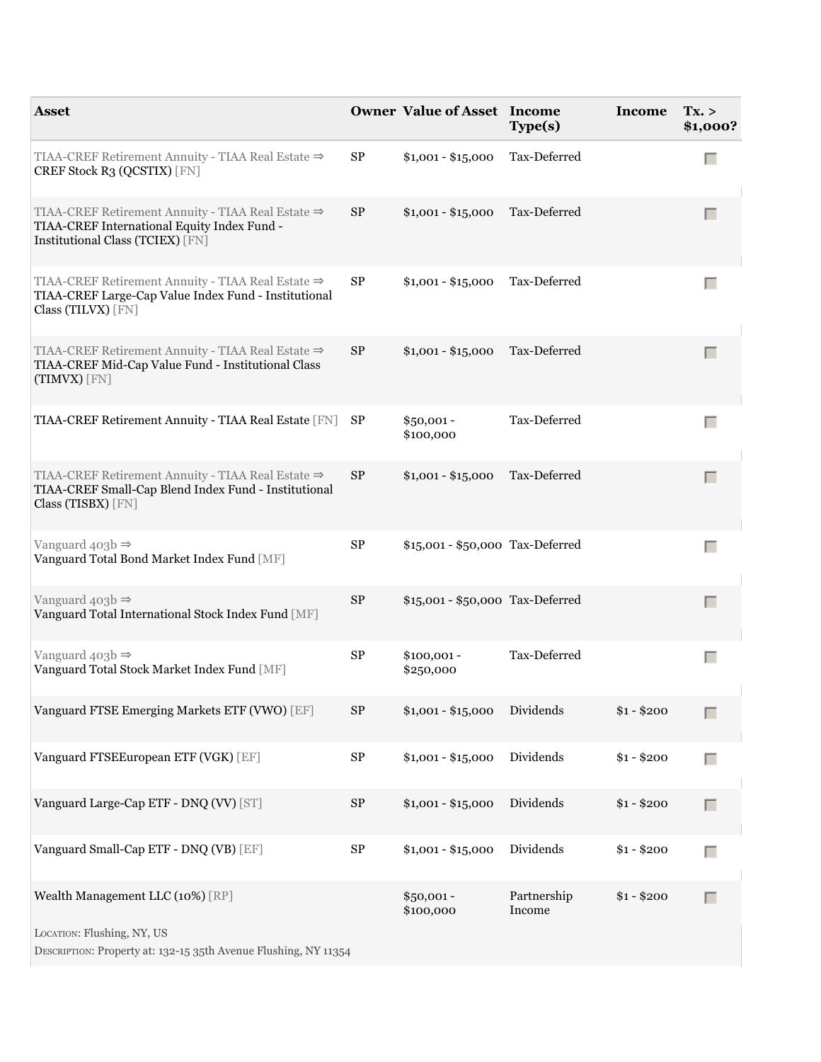| Asset | Owner | Value of Asset | Income Type(s) | Income | Tx. > $1,000? |
| --- | --- | --- | --- | --- | --- |
| TIAA-CREF Retirement Annuity - TIAA Real Estate ⇒ CREF Stock R3 (QCSTIX) [FN] | SP | $1,001 - $15,000 | Tax-Deferred | | |
| TIAA-CREF Retirement Annuity - TIAA Real Estate ⇒ TIAA-CREF International Equity Index Fund - Institutional Class (TCIEX) [FN] | SP | $1,001 - $15,000 | Tax-Deferred | | |
| TIAA-CREF Retirement Annuity - TIAA Real Estate ⇒ TIAA-CREF Large-Cap Value Index Fund - Institutional Class (TILVX) [FN] | SP | $1,001 - $15,000 | Tax-Deferred | | |
| TIAA-CREF Retirement Annuity - TIAA Real Estate ⇒ TIAA-CREF Mid-Cap Value Fund - Institutional Class (TIMVX) [FN] | SP | $1,001 - $15,000 | Tax-Deferred | | |
| TIAA-CREF Retirement Annuity - TIAA Real Estate [FN] | SP | $50,001 - $100,000 | Tax-Deferred | | |
| TIAA-CREF Retirement Annuity - TIAA Real Estate ⇒ TIAA-CREF Small-Cap Blend Index Fund - Institutional Class (TISBX) [FN] | SP | $1,001 - $15,000 | Tax-Deferred | | |
| Vanguard 403b ⇒ Vanguard Total Bond Market Index Fund [MF] | SP | $15,001 - $50,000 | Tax-Deferred | | |
| Vanguard 403b ⇒ Vanguard Total International Stock Index Fund [MF] | SP | $15,001 - $50,000 | Tax-Deferred | | |
| Vanguard 403b ⇒ Vanguard Total Stock Market Index Fund [MF] | SP | $100,001 - $250,000 | Tax-Deferred | | |
| Vanguard FTSE Emerging Markets ETF (VWO) [EF] | SP | $1,001 - $15,000 | Dividends | $1 - $200 | |
| Vanguard FTSEEuropean ETF (VGK) [EF] | SP | $1,001 - $15,000 | Dividends | $1 - $200 | |
| Vanguard Large-Cap ETF - DNQ (VV) [ST] | SP | $1,001 - $15,000 | Dividends | $1 - $200 | |
| Vanguard Small-Cap ETF - DNQ (VB) [EF] | SP | $1,001 - $15,000 | Dividends | $1 - $200 | |
| Wealth Management LLC (10%) [RP]<br>LOCATION: Flushing, NY, US<br>DESCRIPTION: Property at: 132-15 35th Avenue Flushing, NY 11354 | | $50,001 - $100,000 | Partnership Income | $1 - $200 | |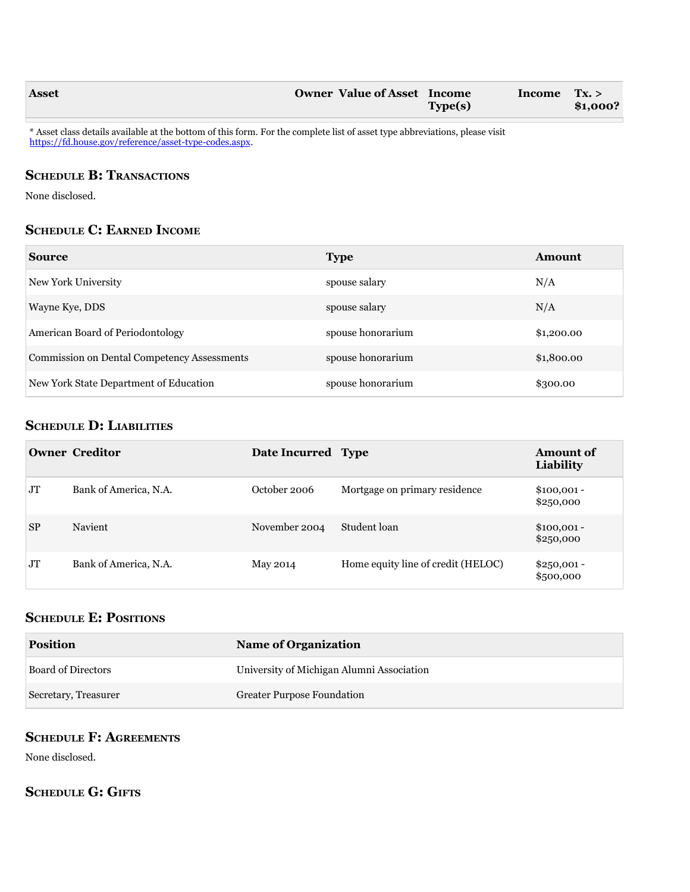| Asset | Owner | Value of Asset | Income Type(s) | Income | Tx. > $1,000? |
|---|---|---|---|---|---|

* Asset class details available at the bottom of this form. For the complete list of asset type abbreviations, please visit https://fd.house.gov/reference/asset-type-codes.aspx.

## Schedule B: Transactions

None disclosed.

## Schedule C: Earned Income

| Source | Type | Amount |
|---|---|---|
| New York University | spouse salary | N/A |
| Wayne Kye, DDS | spouse salary | N/A |
| American Board of Periodontology | spouse honorarium | $1,200.00 |
| Commission on Dental Competency Assessments | spouse honorarium | $1,800.00 |
| New York State Department of Education | spouse honorarium | $300.00 |

## Schedule D: Liabilities

| Owner | Creditor | Date Incurred | Type | Amount of Liability |
|---|---|---|---|---|
| JT | Bank of America, N.A. | October 2006 | Mortgage on primary residence | $100,001 - $250,000 |
| SP | Navient | November 2004 | Student loan | $100,001 - $250,000 |
| JT | Bank of America, N.A. | May 2014 | Home equity line of credit (HELOC) | $250,001 - $500,000 |

## Schedule E: Positions

| Position | Name of Organization |
|---|---|
| Board of Directors | University of Michigan Alumni Association |
| Secretary, Treasurer | Greater Purpose Foundation |

## Schedule F: Agreements

None disclosed.

## Schedule G: Gifts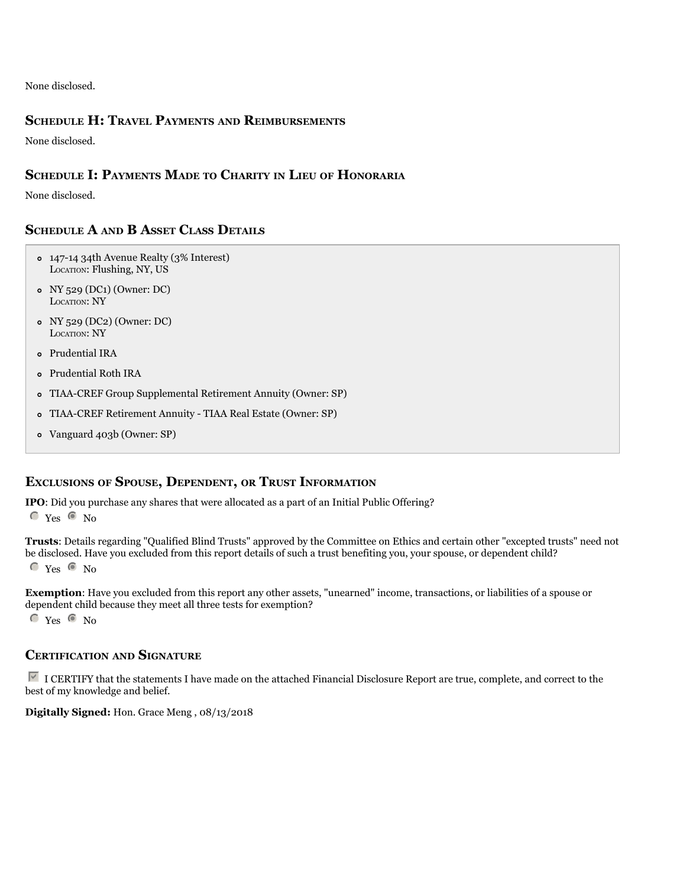None disclosed.

## Schedule H: Travel Payments and Reimbursements

None disclosed.

## Schedule I: Payments Made to Charity in Lieu of Honoraria

None disclosed.

## Schedule A and B Asset Class Details

- 147-14 34th Avenue Realty (3% Interest)
  Location: Flushing, NY, US
- NY 529 (DC1) (Owner: DC)
  Location: NY
- NY 529 (DC2) (Owner: DC)
  Location: NY
- Prudential IRA
- Prudential Roth IRA
- TIAA-CREF Group Supplemental Retirement Annuity (Owner: SP)
- TIAA-CREF Retirement Annuity - TIAA Real Estate (Owner: SP)
- Vanguard 403b (Owner: SP)

## Exclusions of Spouse, Dependent, or Trust Information

**IPO**: Did you purchase any shares that were allocated as a part of an Initial Public Offering?

○ Yes ● No

**Trusts**: Details regarding "Qualified Blind Trusts" approved by the Committee on Ethics and certain other "excepted trusts" need not be disclosed. Have you excluded from this report details of such a trust benefiting you, your spouse, or dependent child?

○ Yes ● No

**Exemption**: Have you excluded from this report any other assets, "unearned" income, transactions, or liabilities of a spouse or dependent child because they meet all three tests for exemption?

○ Yes ● No

## Certification and Signature

☑ I CERTIFY that the statements I have made on the attached Financial Disclosure Report are true, complete, and correct to the best of my knowledge and belief.

**Digitally Signed:** Hon. Grace Meng , 08/13/2018